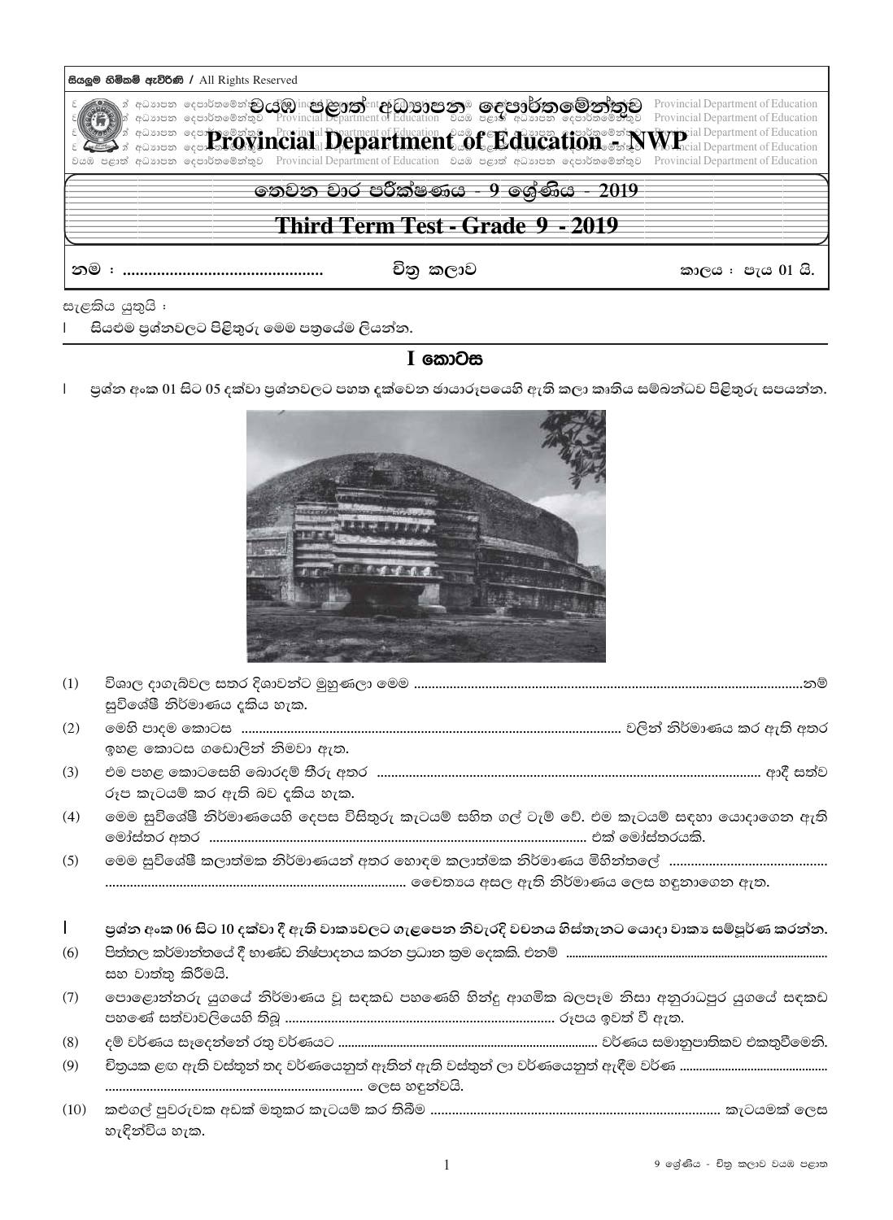සියලුම හිමිකම් ඇවිරිණි / All Rights Reserved

# වයඹ පළාත් අධ්‍යාපන දෙපාර්තමේන්තුව
# Provincial Department of Education - NWP

## තෙවන වාර පරීක්ෂණය - 9 ශ්‍රේණිය - 2019
## Third Term Test - Grade 9 - 2019

නම : ............................................... **චිත්‍ර කලාව** කාලය : පැය 01 යි.

සැළකිය යුතුයි :

- සියළුම ප්‍රශ්නවලට පිළිතුරු මෙම පත්‍රයේම ලියන්න.

## I කොටස

- ප්‍රශ්න අංක 01 සිට 05 දක්වා ප්‍රශ්නවලට පහත දැක්වෙන ඡායාරූපයෙහි ඇති කලා කෘතිය සම්බන්ධව පිළිතුරු සපයන්න.

(1) විශාල දාගැබ්වල සතර දිශාවන්ට මුහුණලා මෙම ..............................................................................................................නම් සුවිශේෂී නිර්මාණය දැකිය හැක.

(2) මෙහි පාදම කොටස ........................................................................................................ වලින් නිර්මාණය කර ඇති අතර ඉහළ කොටස ගඩොලින් නිමවා ඇත.

(3) එම පහළ කොටසෙහි බොරදම් තීරු අතර ......................................................................................................... ආදී සත්ව රූප කැටයම් කර ඇති බව දැකිය හැක.

(4) මෙම සුවිශේෂී නිර්මාණයෙහි දෙපස විසිතුරු කැටයම් සහිත ගල් ටැම් වේ. එම කැටයම් සඳහා යොදාගෙන ඇති මෝස්තර අතර ......................................................................................................... එක් මෝස්තරයකි.

(5) මෙම සුවිශේෂී කලාත්මක නිර්මාණයන් අතර හොඳම කලාත්මක නිර්මාණය මිහින්තලේ ...........................................
.................................................................................... චෛත්‍යය අසල ඇති නිර්මාණය ලෙස හඳුනාගෙන ඇත.

- ප්‍රශ්න අංක 06 සිට 10 දක්වා දී ඇති වාක්‍යවලට ගැළපෙන නිවැරදි වචනය හිස්තැනට යොදා වාක්‍ය සම්පූර්ණ කරන්න.

(6) පිත්තල කර්මාන්තයේ දී භාණ්ඩ නිෂ්පාදනය කරන ප්‍රධාන ක්‍රම දෙකකි. එනම් ..................................................................................... සහ වාත්තු කිරීමයි.

(7) පොළොන්නරු යුගයේ නිර්මාණය වූ සඳකඩ පහණෙහි හින්දු ආගමික බලපෑම නිසා අනුරාධපුර යුගයේ සඳකඩ පහණේ සත්වාවලියෙහි තිබූ ........................................................................ රූපය ඉවත් වී ඇත.

(8) දම් වර්ණය සෑදෙන්නේ රතු වර්ණයට ............................................................................. වර්ණය සමානුපාතිකව එකතුවීමෙනි.

(9) චිත්‍රයක ළඟ ඇති වස්තූන් තද වර්ණයෙනුත් ඈතින් ඇති වස්තූන් ලා වර්ණයෙනුත් ඇඳීම වර්ණ ............................................
......................................................................... ලෙස හඳුන්වයි.

(10) කළුගල් පුවරුවක අඩක් මතුකර කැටයම් කර තිබීම ................................................................................ කැටයමක් ලෙස හැඳින්විය හැක.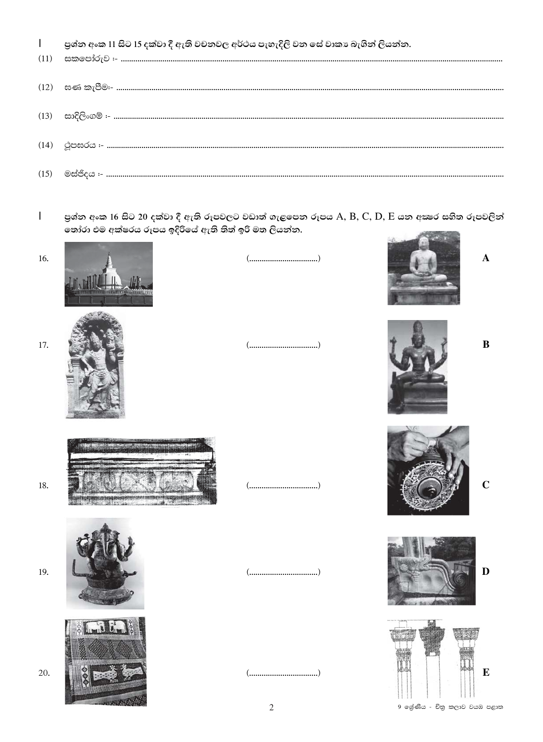I. ප්‍රශ්න අංක 11 සිට 15 දක්වා දී ඇති වචනවල අර්ථය පැහැදිලි වන සේ වාක්‍ය බැගින් ලියන්න.

(11) සකපෝරුව :- ..................................................................................................................................................

(12) සණ කැපීම:- ..................................................................................................................................................

(13) සාදිලිංගම් :- ..................................................................................................................................................

(14) ථූපඝරය :- ..................................................................................................................................................

(15) මස්ජිදය :- ..................................................................................................................................................

I. ප්‍රශ්න අංක 16 සිට 20 දක්වා දී ඇති රූපවලට වඩාත් ගැළපෙන රූපය A, B, C, D, E යන අක්ෂර සහිත රූපවලින් තෝරා එම අක්ෂරය රූපය ඉදිරියේ ඇති තිත් ඉරි මත ලියන්න.

16. (................................) **A**

17. (................................) **B**

18. (................................) **C**

19. (................................) **D**

20. (................................) **E**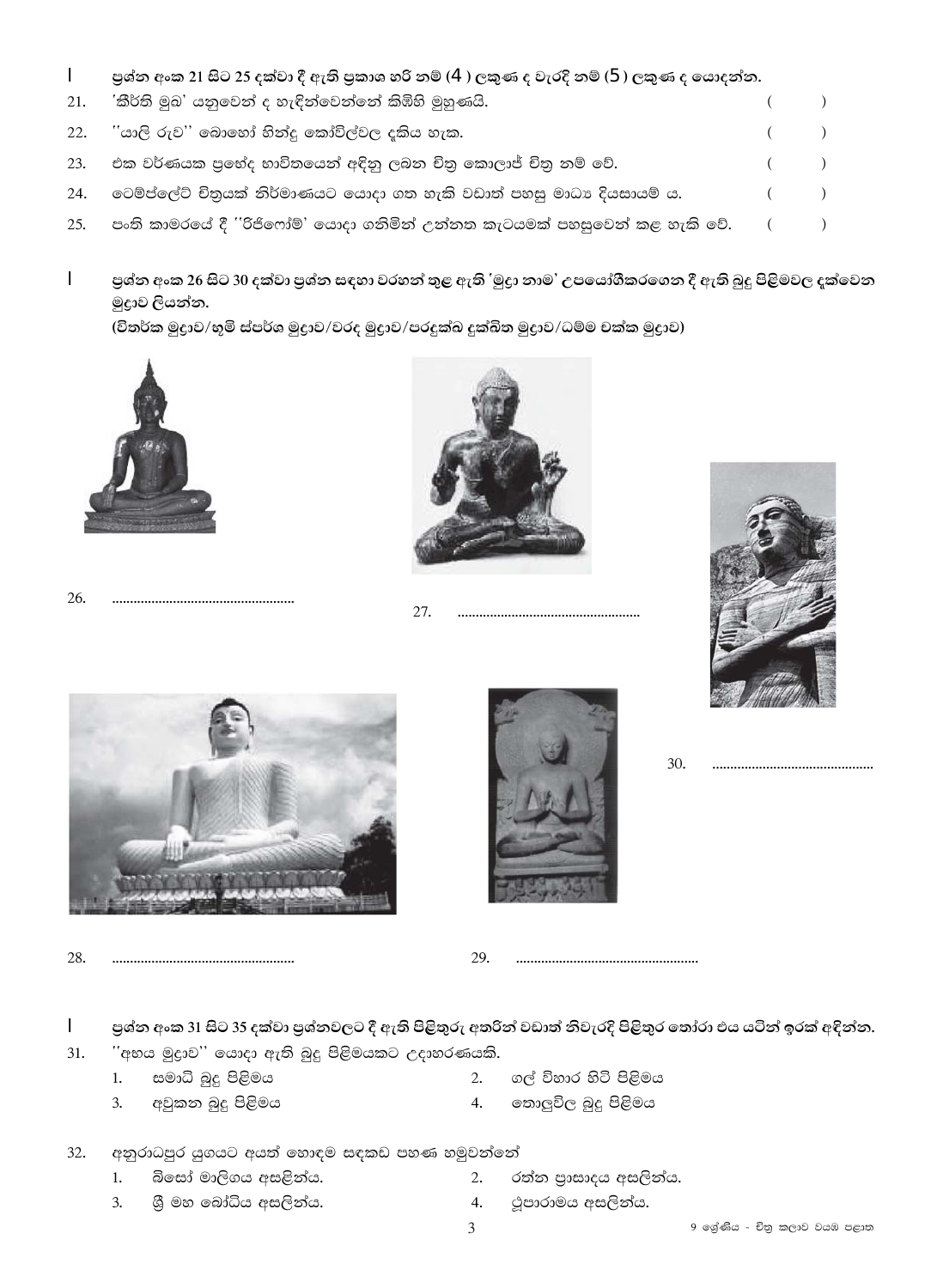I ප්‍රශ්න අංක 21 සිට 25 දක්වා දී ඇති ප්‍රකාශ හරි නම් (4) ලකුණ ද වැරදි නම් (5) ලකුණ ද යොදන්න.

21. 'කීර්ති මුඛ' යනුවෙන් ද හැඳින්වෙන්නේ කිඹිහි මුහුණයි. ( )

22. ''යාලි රූව'' බොහෝ හින්දු කෝවිල්වල දැකිය හැක. ( )

23. එක වර්ණයක ප්‍රභේද භාවිතයෙන් අඳිනු ලබන චිත්‍ර කොලාජ් චිත්‍ර නම් වේ. ( )

24. ටෙම්ප්ලේට් චිත්‍රයක් නිර්මාණයට යොදා ගත හැකි වඩාත් පහසු මාධ්‍ය දියසායම් ය. ( )

25. පංති කාමරයේ දී ''රිජිෆෝම්' යොදා ගනිමින් උන්නත කැටයමක් පහසුවෙන් කළ හැකි වේ. ( )

I ප්‍රශ්න අංක 26 සිට 30 දක්වා ප්‍රශ්න සඳහා වරහන් තුළ ඇති 'මුද්‍රා නාම' උපයෝගීකරගෙන දී ඇති බුදු පිළිමවල දැක්වෙන මුද්‍රාව ලියන්න.
(විතර්ක මුද්‍රාව/භූමි ස්පර්ශ මුද්‍රාව/වරද මුද්‍රාව/පරදුක්ඛ දුක්ඛිත මුද්‍රාව/ධම්ම චක්ක මුද්‍රාව)

26. ..................................................

27. ..................................................

28. ..................................................

29. ..................................................

30. ............................................

I ප්‍රශ්න අංක 31 සිට 35 දක්වා ප්‍රශ්නවලට දී ඇති පිළිතුරු අතරින් වඩාත් නිවැරදි පිළිතුර තෝරා එය යටින් ඉරක් අඳින්න.

31. ''අභය මුද්‍රාව'' යොදා ඇති බුදු පිළිමයකට උදාහරණයකි.
   1. සමාධි බුදු පිළිමය
   2. ගල් විහාර හිටි පිළිමය
   3. අවුකන බුදු පිළිමය
   4. තොලුවිල බුදු පිළිමය

32. අනුරාධපුර යුගයට අයත් හොඳම සඳකඩ පහණ හමුවන්නේ
   1. බිසෝ මාලිගය අසලින්ය.
   2. රත්න ප්‍රාසාදය අසලින්ය.
   3. ශ්‍රී මහ බෝධිය අසලින්ය.
   4. ථූපාරාමය අසලින්ය.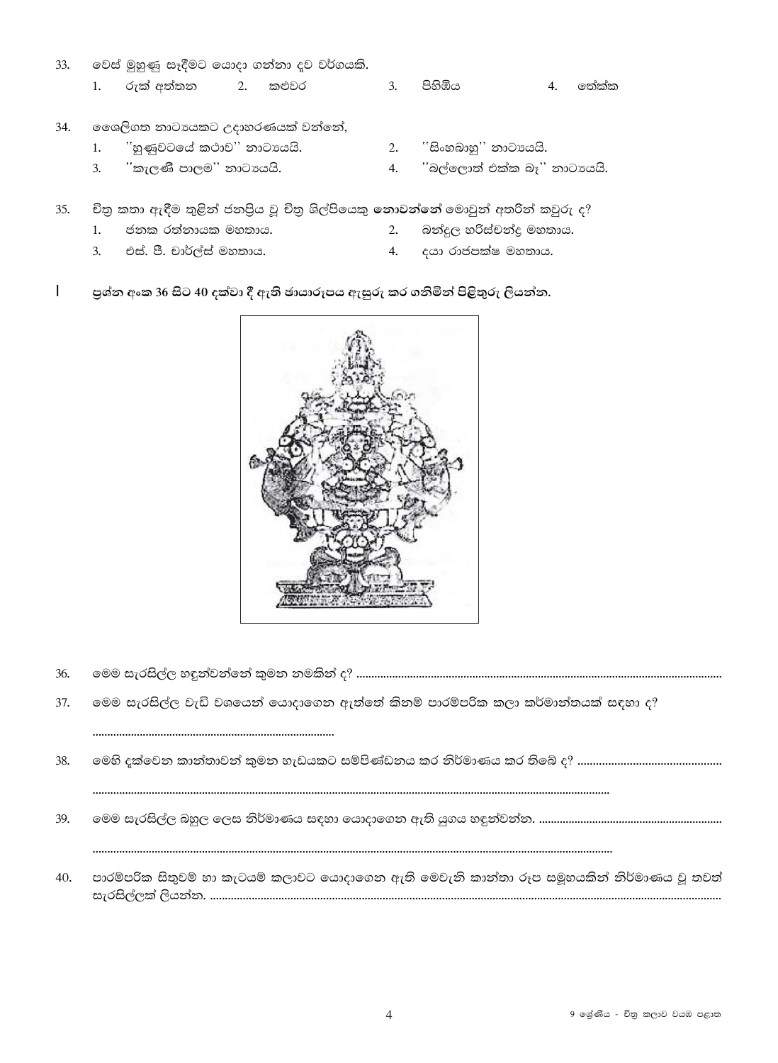33. වෙස් මුහුණු සෑදීමට යොදා ගන්නා දැව වර්ගයකි.
    1. රුක් අත්තන  2. කළුවර  3. පිහිඹිය  4. තේක්ක

34. ශෛලිගත නාට්‍යයකට උදාහරණයක් වන්නේ,
    1. ''හුණුවටයේ කථාව'' නාට්‍යයයි.
    2. ''සිංහබාහු'' නාට්‍යයයි.
    3. ''කැලණි පාලම'' නාට්‍යයයි.
    4. ''බල්ලොත් එක්ක බෑ'' නාට්‍යයයි.

35. චිත්‍ර කතා ඇඳීම තුළින් ජනප්‍රිය වූ චිත්‍ර ශිල්පියෙකු **නොවන්නේ** මොවුන් අතරින් කවුරු ද?
    1. ජනක රත්නායක මහතාය.
    2. බන්දුල හරිස්චන්ද්‍ර මහතාය.
    3. එස්. පී. චාර්ල්ස් මහතාය.
    4. දයා රාජපක්ෂ මහතාය.

**I  ප්‍රශ්න අංක 36 සිට 40 දක්වා දී ඇති ඡායාරූපය ඇසුරු කර ගනිමින් පිළිතුරු ලියන්න.**

36. මෙම සැරසිල්ල හඳුන්වන්නේ කුමන නමකින් ද? ..........

37. මෙම සැරසිල්ල වැඩි වශයෙන් යොදාගෙන ඇත්තේ කිනම් පාරම්පරික කලා කර්මාන්තයක් සඳහා ද?

    ..........

38. මෙහි දක්වෙන කාන්තාවන් කුමන හැඩයකට සම්පිණ්ඩනය කර නිර්මාණය කර තිබේ ද? ..........

    ..........

39. මෙම සැරසිල්ල බහුල ලෙස නිර්මාණය සඳහා යොදාගෙන ඇති යුගය හඳුන්වන්න. ..........

    ..........

40. පාරම්පරික සිතුවම් හා කැටයම් කලාවට යොදාගෙන ඇති මෙවැනි කාන්තා රූප සමූහයකින් නිර්මාණය වූ තවත් සැරසිල්ලක් ලියන්න. ..........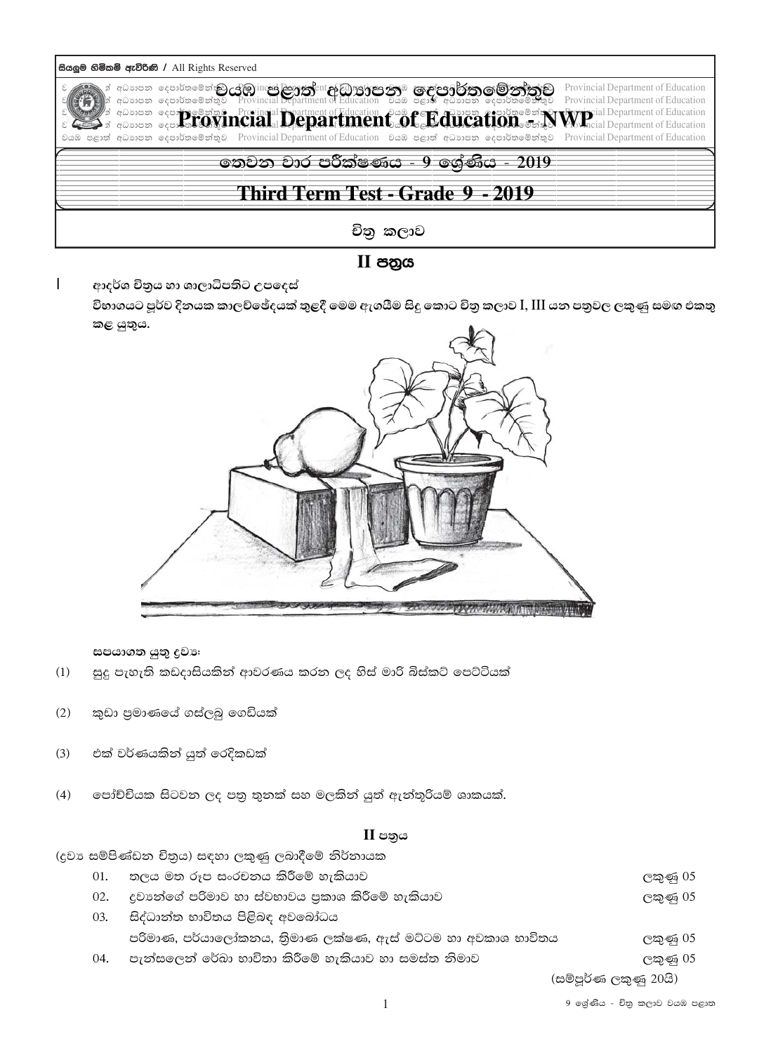සියලුම හිමිකම් ඇවිරිණි / All Rights Reserved

# වයඹ පළාත් අධ්‍යාපන දෙපාර්තමේන්තුව
# Provincial Department of Education - NWP

## තෙවන වාර පරීක්ෂණය - 9 ශ්‍රේණිය - 2019
## Third Term Test - Grade 9 - 2019

### චිත්‍ර කලාව

### II පත්‍රය

**ආදර්ශ චිත්‍රය හා ශාලාධිපතිට උපදෙස්**

**විභාගයට පූර්ව දිනයක කාලච්ඡේදයක් තුළදී මෙම ඇගයීම සිදු කොට චිත්‍ර කලාව I, III යන පත්‍රවල ලකුණු සමඟ එකතු කළ යුතුය.**

**සපයාගත යුතු ද්‍රව්‍ය:**

(1) සුදු පැහැති කඩදාසියකින් ආවරණය කරන ලද හිස් මාරි බිස්කට් පෙට්ටියක්

(2) කුඩා ප්‍රමාණයේ ගස්ලබු ගෙඩියක්

(3) එක් වර්ණයකින් යුත් රෙදිකඩක්

(4) පෝච්චියක සිටවන ලද පත්‍ර තුනක් සහ මලකින් යුත් ඇන්තූරියම් ශාකයක්.

**II පත්‍රය**

(ද්‍රව්‍ය සම්පිණ්ඩන චිත්‍රය) සඳහා ලකුණු ලබාදීමේ නිර්නායක

| | | |
|---|---|---|
| 01. | තලය මත රූප සංරචනය කිරීමේ හැකියාව | ලකුණු 05 |
| 02. | ද්‍රව්‍යන්ගේ පරිමාව හා ස්වභාවය ප්‍රකාශ කිරීමේ හැකියාව | ලකුණු 05 |
| 03. | සිද්ධාන්ත භාවිතය පිළිබඳ අවබෝධය<br>පරිමාණ, පර්යාලෝකනය, ත්‍රිමාණ ලක්ෂණ, ඇස් මට්ටම හා අවකාශ භාවිතය | ලකුණු 05 |
| 04. | පැන්සලෙන් රේඛා භාවිතා කිරීමේ හැකියාව හා සමස්ත නිමාව | ලකුණු 05 |

(සම්පූර්ණ ලකුණු 20යි)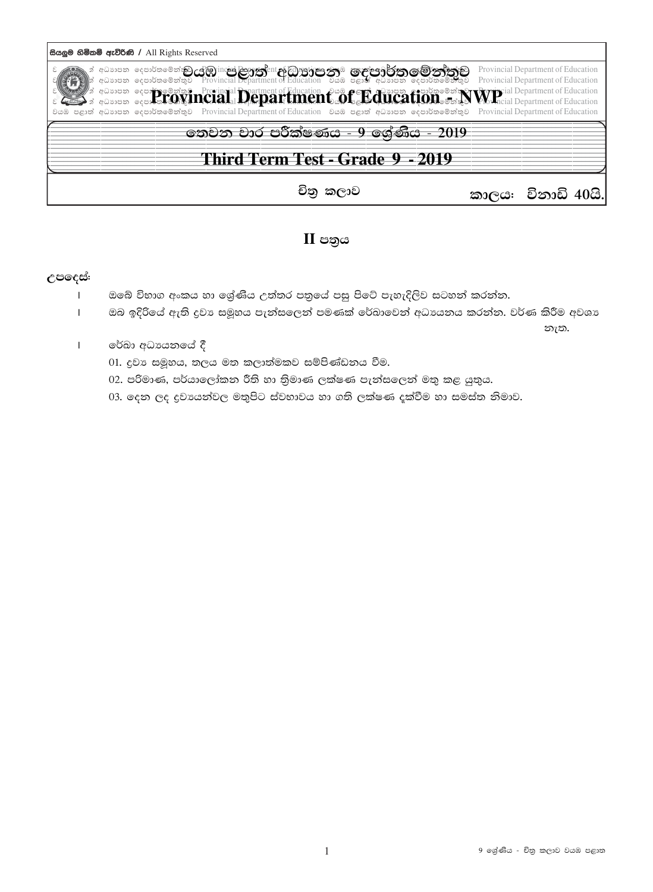සියලුම හිමිකම් ඇවිරිණි / All Rights Reserved

වයඹ පළාත් අධ්‍යාපන දෙපාර්තමේන්තුව

**Provincial Department of Education - NWP**

## තෙවන වාර පරීක්ෂණය - 9 ශ්‍රේණිය - 2019

## Third Term Test - Grade 9 - 2019

චිත්‍ර කලාව    කාලය: විනාඩි 40යි.

## II පත්‍රය

**උපදෙස්:**

- ඔබේ විභාග අංකය හා ශ්‍රේණිය උත්තර පත්‍රයේ පසු පිටේ පැහැදිලිව සටහන් කරන්න.
- ඔබ ඉදිරියේ ඇති ද්‍රව්‍ය සමූහය පැන්සලෙන් පමණක් රේඛාවෙන් අධ්‍යයනය කරන්න. වර්ණ කිරීම අවශ්‍ය නැත.
- රේඛා අධ්‍යයනයේ දී
  01. ද්‍රව්‍ය සමූහය, තලය මත කලාත්මකව සම්පිණ්ඩනය වීම.
  02. පරිමාණ, පර්යාලෝකන රීති හා ත්‍රිමාණ ලක්ෂණ පැන්සලෙන් මතු කළ යුතුය.
  03. දෙන ලද ද්‍රව්‍යයන්වල මතුපිට ස්වභාවය හා ගති ලක්ෂණ දැක්වීම හා සමස්ත නිමාව.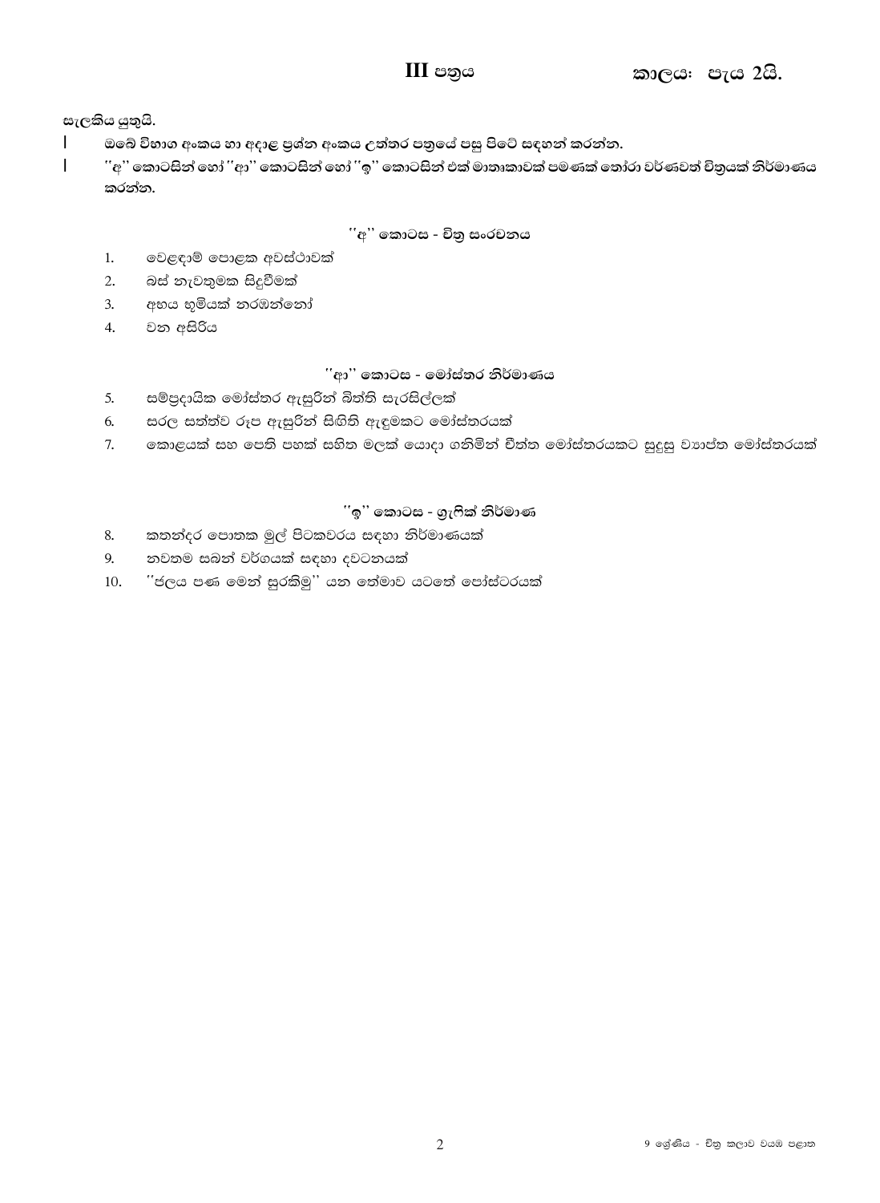**III පත්‍රය** **කාලය: පැය 2යි.**

**සැලකිය යුතුයි.**

- **ඔබේ විභාග අංකය හා අදාළ ප්‍රශ්න අංකය උත්තර පත්‍රයේ පසු පිටේ සඳහන් කරන්න.**
- **''අ'' කොටසින් හෝ ''ආ'' කොටසින් හෝ ''ඉ'' කොටසින් එක් මාතෘකාවක් පමණක් තෝරා වර්ණවත් චිත්‍රයක් නිර්මාණය කරන්න.**

### ''අ'' කොටස - චිත්‍ර සංරචනය

1. වෙළඳාම් පොළක අවස්ථාවක්
2. බස් නැවතුමක සිදුවීමක්
3. අභය භූමියක් නරඹන්නෝ
4. වන අසිරිය

### ''ආ'' කොටස - මෝස්තර නිර්මාණය

5. සම්ප්‍රදායික මෝස්තර ඇසුරින් බිත්ති සැරසිල්ලක්
6. සරල සත්ත්ව රූප ඇසුරින් සිඟිති ඇඳුමකට මෝස්තරයක්
7. කොළයක් සහ පෙති පහක් සහිත මලක් යොදා ගනිමින් වීත්ත මෝස්තරයකට සුදුසු ව්‍යාප්ත මෝස්තරයක්

### ''ඉ'' කොටස - ග්‍රැෆික් නිර්මාණ

8. කතන්දර පොතක මුල් පිටකවරය සඳහා නිර්මාණයක්
9. නවතම සබන් වර්ගයක් සඳහා දවටනයක්
10. ''ජලය පණ මෙන් සුරකිමු'' යන තේමාව යටතේ පෝස්ටරයක්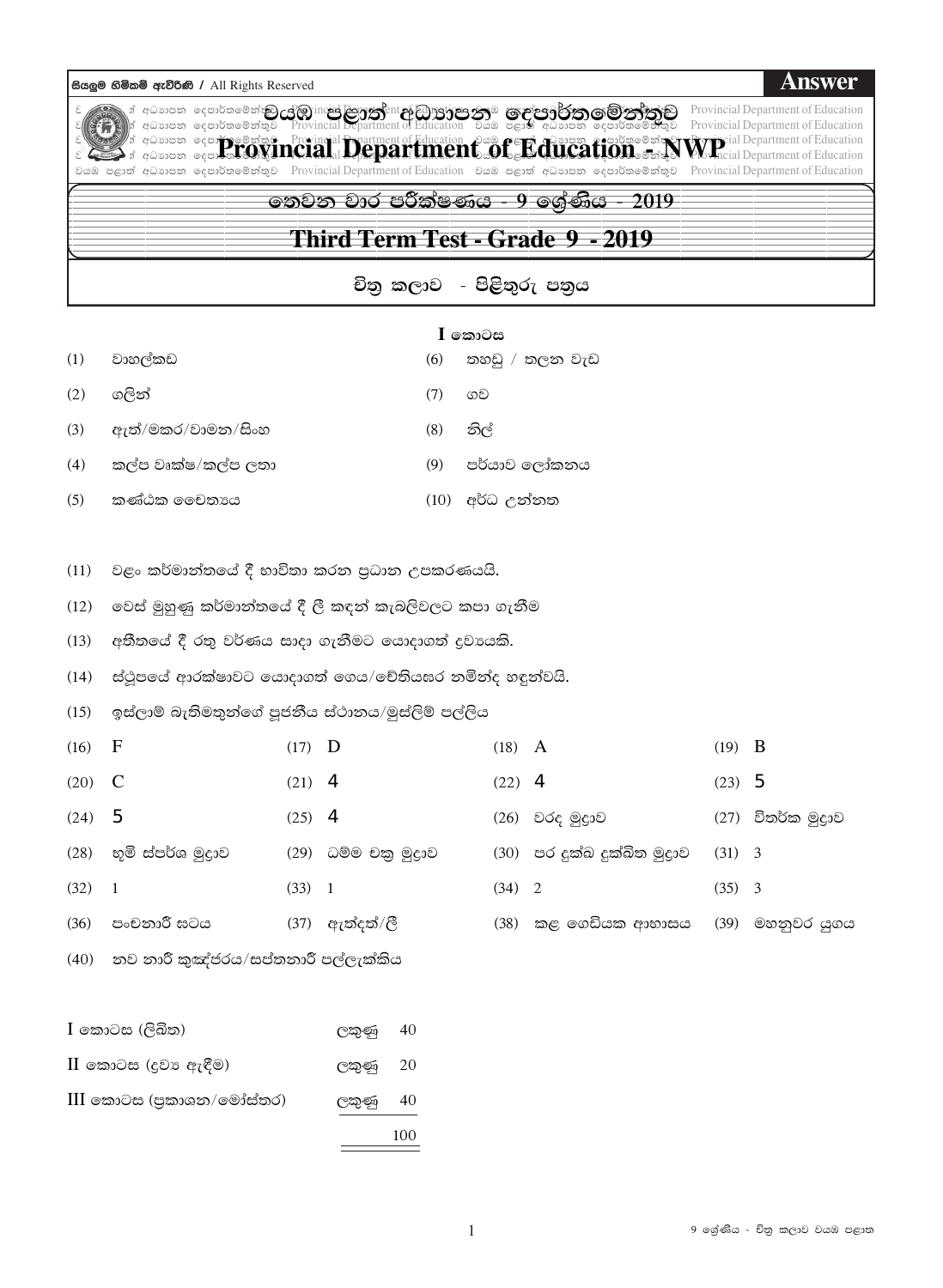සියලුම හිමිකම් ඇවිරිණි / All Rights Reserved

**Answer**

# වයඹ පළාත් අධ්‍යාපන දෙපාර්තමේන්තුව
# Provincial Department of Education - NWP

## තෙවන වාර පරීක්ෂණය - 9 ශ්‍රේණිය - 2019
## Third Term Test - Grade 9 - 2019

### චිත්‍ර කලාව - පිළිතුරු පත්‍රය

**I කොටස**

(1) වාහල්කඩ

(2) ගලින්

(3) ඇත්/මකර/වාමන/සිංහ

(4) කල්ප වෘක්ෂ/කල්ප ලතා

(5) කණ්ඨක චෛත්‍යය

(6) තහඩු / තලන වැඩ

(7) ගව

(8) නිල්

(9) පර්යාව ලෝකනය

(10) අර්ධ උන්නත

(11) වළං කර්මාන්තයේ දී භාවිතා කරන ප්‍රධාන උපකරණයයි.

(12) වෙස් මුහුණු කර්මාන්තයේ දී ලී කඳන් කැබලිවලට කපා ගැනීම

(13) අතීතයේ දී රතු වර්ණය සාදා ගැනීමට යොදාගත් ද්‍රව්‍යයකි.

(14) ස්ථූපයේ ආරක්ෂාවට යොදාගත් ගෙය/චේතියඝර නමින්ද හඳුන්වයි.

(15) ඉස්ලාම් බැතිමතුන්ගේ පූජනීය ස්ථානය/මුස්ලිම් පල්ලිය

| | | | |
|---|---|---|---|
| (16) F | (17) D | (18) A | (19) B |
| (20) C | (21) 4 | (22) 4 | (23) 5 |
| (24) 5 | (25) 4 | (26) වරද මුද්‍රාව | (27) විතර්ක මුද්‍රාව |
| (28) භූමි ස්පර්ශ මුද්‍රාව | (29) ධම්ම චක්‍ර මුද්‍රාව | (30) පර දුක්ඛ දුක්ඛිත මුද්‍රාව | (31) 3 |
| (32) 1 | (33) 1 | (34) 2 | (35) 3 |
| (36) පංචනාරී ඝටය | (37) ඇත්දත්/ලී | (38) කළ ගෙඩියක ආභාසය | (39) මහනුවර යුගය |

(40) නව නාරී කුඤ්ජරය/සප්තනාරී පල්ලැක්කිය

| | | |
|---|---|---|
| I කොටස (ලිඛිත) | ලකුණු | 40 |
| II කොටස (ද්‍රව්‍ය ඇඳීම) | ලකුණු | 20 |
| III කොටස (ප්‍රකාශන/මෝස්තර) | ලකුණු | 40 |
| | | 100 |